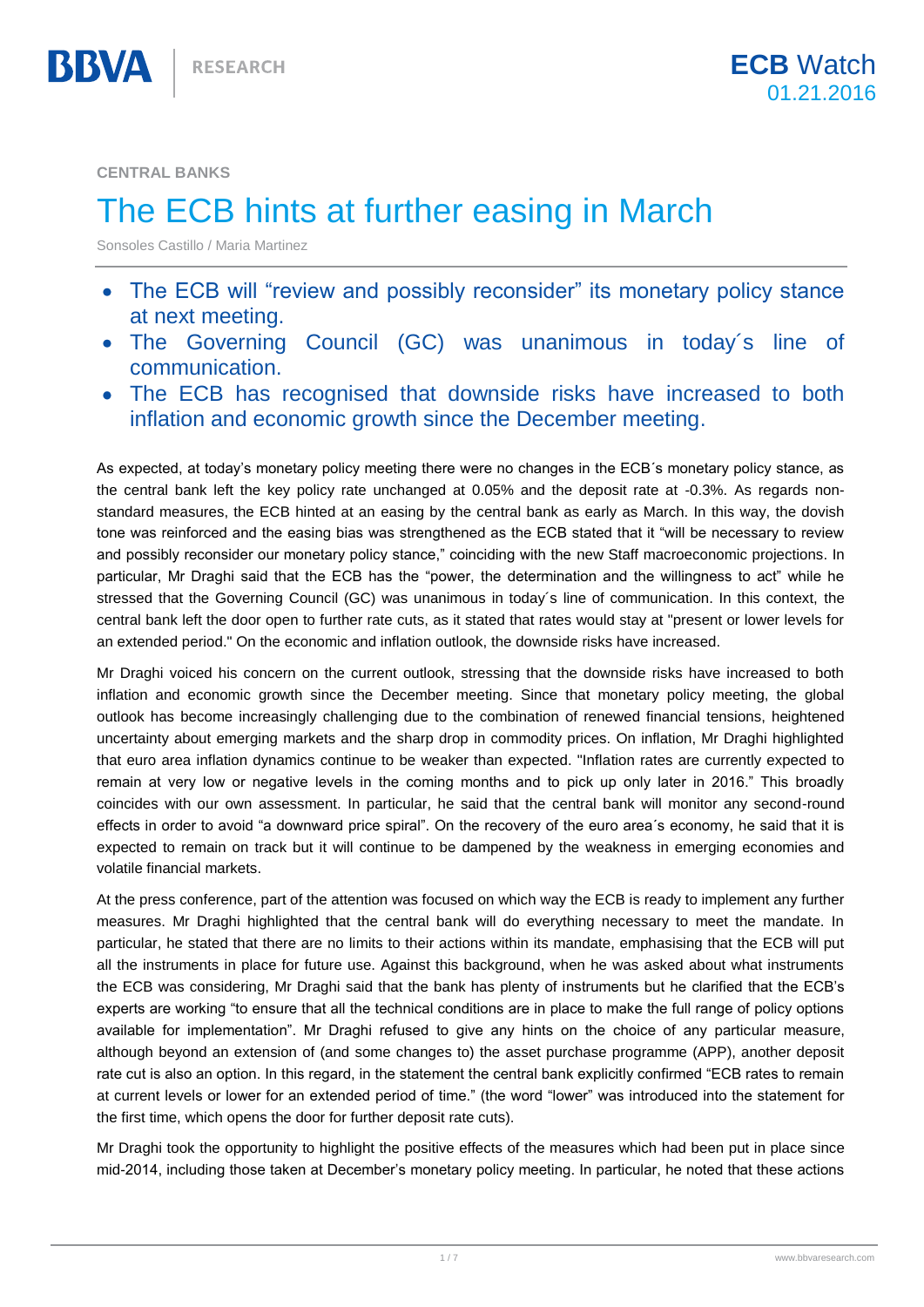CENTRAL BANKS

# The ECB hints at further easing in March

Sonsoles Castillo / Maria Martinez

- The ECB will "review and possibly reconsider" its monetary policy stance at next meeting.
- The Governing Council (GC) was unanimous in today´s line of communication.
- The ECB has recognised that downside risks have increased to both inflation and economic growth since the December meeting.

As expected, at today's monetary policy meeting there were no changes in the ECB´s monetary policy stance, as the central bank left the key policy rate unchanged at 0.05% and the deposit rate at -0.3%. As regards non-standard measures, the ECB hinted at an easing by the central bank as early as March. In this way, the dovish tone was reinforced and the easing bias was strengthened as the ECB stated that it "will be necessary to review and possibly reconsider our monetary policy stance," coinciding with the new Staff macroeconomic projections. In particular, Mr Draghi said that the ECB has the "power, the determination and the willingness to act" while he stressed that the Governing Council (GC) was unanimous in today´s line of communication. In this context, the central bank left the door open to further rate cuts, as it stated that rates would stay at "present or lower levels for an extended period." On the economic and inflation outlook, the downside risks have increased.

Mr Draghi voiced his concern on the current outlook, stressing that the downside risks have increased to both inflation and economic growth since the December meeting. Since that monetary policy meeting, the global outlook has become increasingly challenging due to the combination of renewed financial tensions, heightened uncertainty about emerging markets and the sharp drop in commodity prices. On inflation, Mr Draghi highlighted that euro area inflation dynamics continue to be weaker than expected. "Inflation rates are currently expected to remain at very low or negative levels in the coming months and to pick up only later in 2016." This broadly coincides with our own assessment. In particular, he said that the central bank will monitor any second-round effects in order to avoid "a downward price spiral". On the recovery of the euro area´s economy, he said that it is expected to remain on track but it will continue to be dampened by the weakness in emerging economies and volatile financial markets.

At the press conference, part of the attention was focused on which way the ECB is ready to implement any further measures. Mr Draghi highlighted that the central bank will do everything necessary to meet the mandate. In particular, he stated that there are no limits to their actions within its mandate, emphasising that the ECB will put all the instruments in place for future use. Against this background, when he was asked about what instruments the ECB was considering, Mr Draghi said that the bank has plenty of instruments but he clarified that the ECB's experts are working "to ensure that all the technical conditions are in place to make the full range of policy options available for implementation". Mr Draghi refused to give any hints on the choice of any particular measure, although beyond an extension of (and some changes to) the asset purchase programme (APP), another deposit rate cut is also an option. In this regard, in the statement the central bank explicitly confirmed "ECB rates to remain at current levels or lower for an extended period of time." (the word "lower" was introduced into the statement for the first time, which opens the door for further deposit rate cuts).

Mr Draghi took the opportunity to highlight the positive effects of the measures which had been put in place since mid-2014, including those taken at December's monetary policy meeting. In particular, he noted that these actions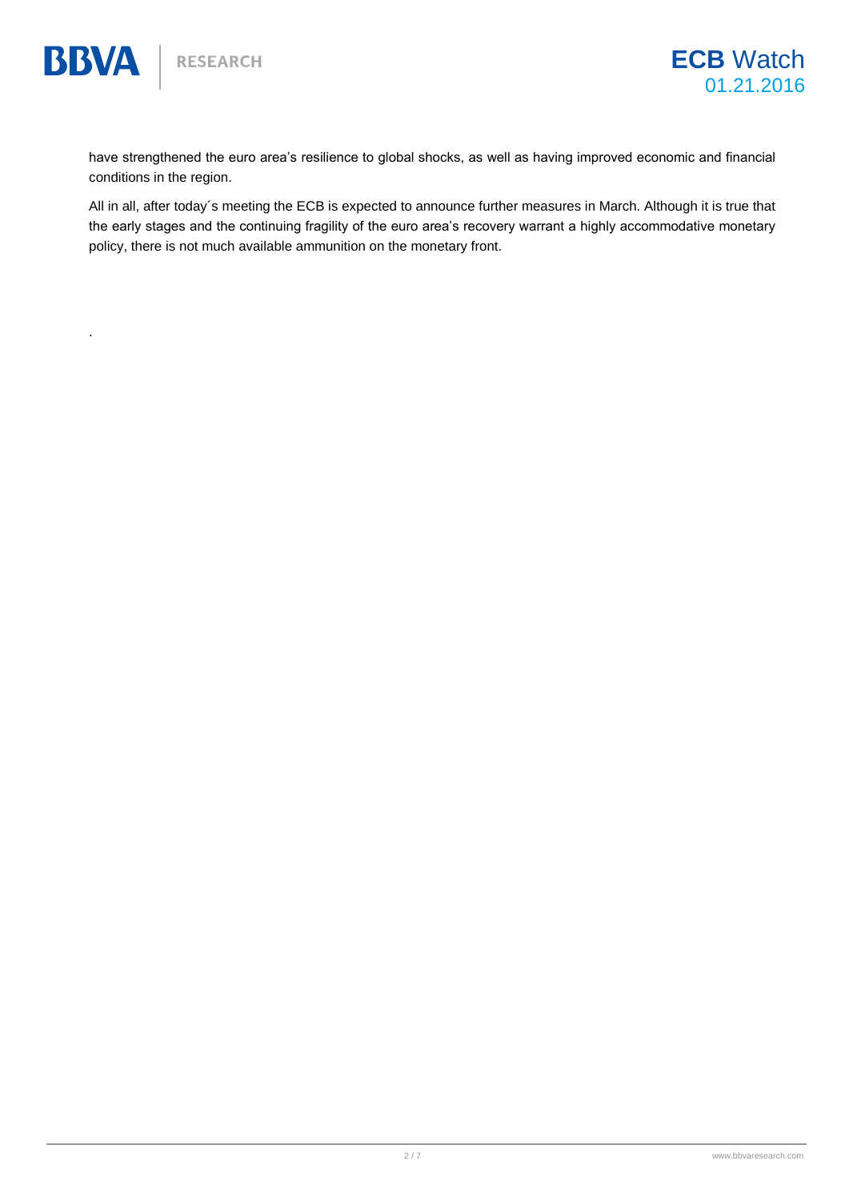have strengthened the euro area's resilience to global shocks, as well as having improved economic and financial conditions in the region.

All in all, after today´s meeting the ECB is expected to announce further measures in March. Although it is true that the early stages and the continuing fragility of the euro area's recovery warrant a highly accommodative monetary policy, there is not much available ammunition on the monetary front.

.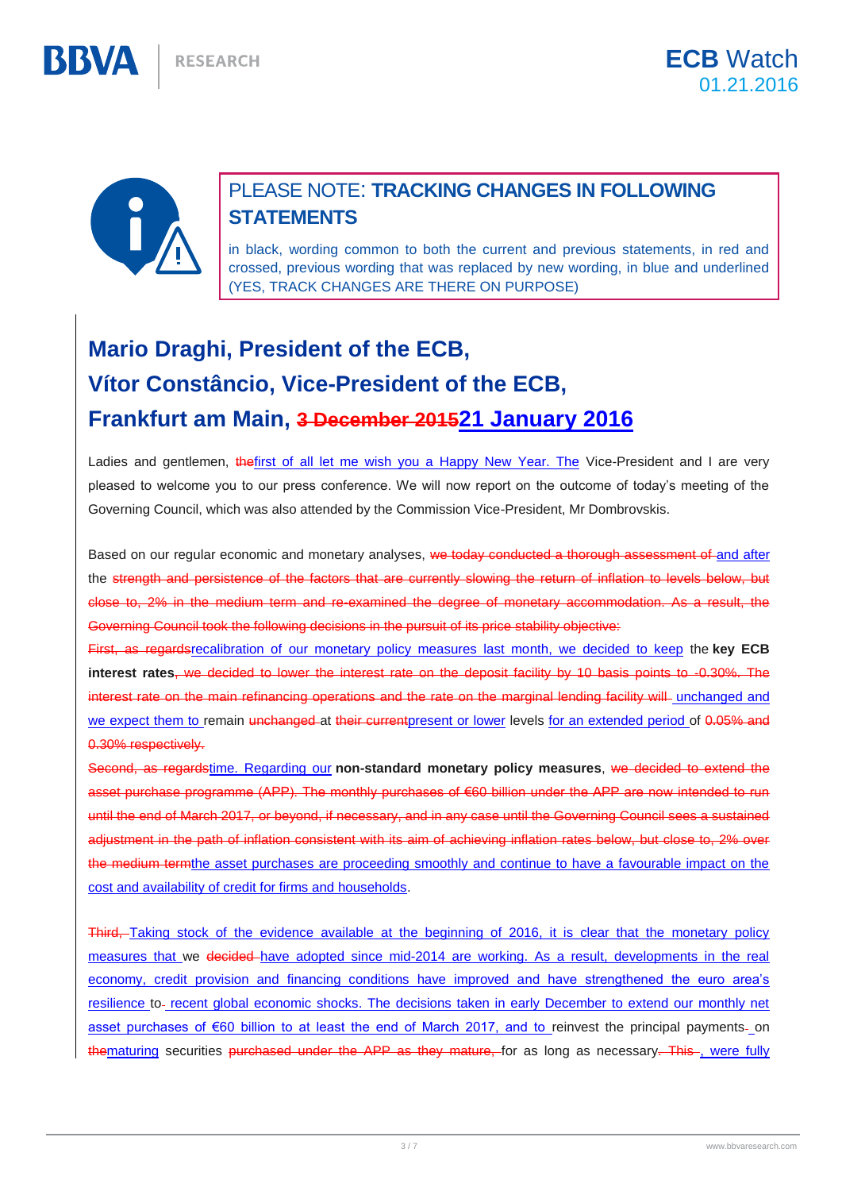PLEASE NOTE: **TRACKING CHANGES IN FOLLOWING STATEMENTS**

in black, wording common to both the current and previous statements, in red and crossed, previous wording that was replaced by new wording, in blue and underlined (YES, TRACK CHANGES ARE THERE ON PURPOSE)

## Mario Draghi, President of the ECB,
## Vítor Constâncio, Vice-President of the ECB,
## Frankfurt am Main, ~~3 December 2015~~<u>21 January 2016</u>

Ladies and gentlemen, ~~the~~<u>first of all let me wish you a Happy New Year. The</u> Vice-President and I are very pleased to welcome you to our press conference. We will now report on the outcome of today's meeting of the Governing Council, which was also attended by the Commission Vice-President, Mr Dombrovskis.

Based on our regular economic and monetary analyses, ~~we today conducted a thorough assessment of~~ <u>and after</u> the ~~strength and persistence of the factors that are currently slowing the return of inflation to levels below, but close to, 2% in the medium term and re-examined the degree of monetary accommodation. As a result, the Governing Council took the following decisions in the pursuit of its price stability objective:~~
~~First, as regards~~<u>recalibration of our monetary policy measures last month, we decided to keep</u> the **key ECB interest rates**~~, we decided to lower the interest rate on the deposit facility by 10 basis points to -0.30%. The interest rate on the main refinancing operations and the rate on the marginal lending facility will~~ <u>unchanged and we expect them to</u> remain ~~unchanged~~ at ~~their current~~<u>present or lower</u> levels <u>for an extended period</u> of ~~0.05% and 0.30% respectively.~~
~~Second, as regards~~<u>time. Regarding our</u> **non-standard monetary policy measures**, ~~we decided to extend the asset purchase programme (APP). The monthly purchases of €60 billion under the APP are now intended to run until the end of March 2017, or beyond, if necessary, and in any case until the Governing Council sees a sustained adjustment in the path of inflation consistent with its aim of achieving inflation rates below, but close to, 2% over the medium term~~<u>the asset purchases are proceeding smoothly and continue to have a favourable impact on the cost and availability of credit for firms and households</u>.

~~Third,~~ <u>Taking stock of the evidence available at the beginning of 2016, it is clear that the monetary policy measures that</u> we ~~decided~~ <u>have adopted since mid-2014 are working. As a result, developments in the real economy, credit provision and financing conditions have improved and have strengthened the euro area's resilience</u> to~~ ~~<u> recent global economic shocks. The decisions taken in early December to extend our monthly net asset purchases of €60 billion to at least the end of March 2017, and to</u> reinvest the principal payments~~ ~~ on ~~the~~<u>maturing</u> securities ~~purchased under the APP as they mature,~~ for as long as necessary~~. This~~ <u>, were fully</u>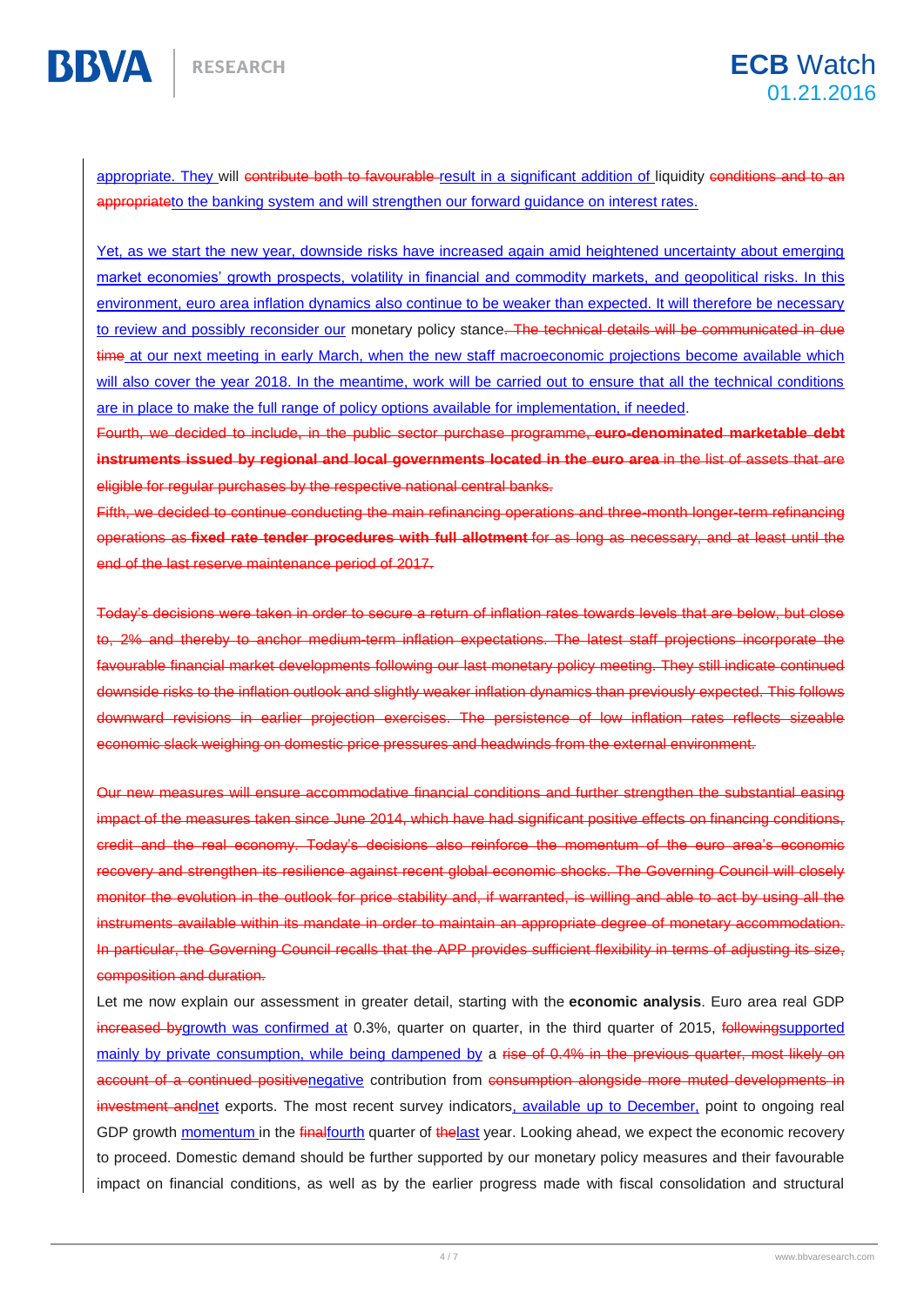appropriate. They will ~~contribute both to favourable~~ result in a significant addition of liquidity ~~conditions and to an appropriate~~to the banking system and will strengthen our forward guidance on interest rates.

Yet, as we start the new year, downside risks have increased again amid heightened uncertainty about emerging market economies' growth prospects, volatility in financial and commodity markets, and geopolitical risks. In this environment, euro area inflation dynamics also continue to be weaker than expected. It will therefore be necessary to review and possibly reconsider our monetary policy stance~~. The technical details will be communicated in due time~~ at our next meeting in early March, when the new staff macroeconomic projections become available which will also cover the year 2018. In the meantime, work will be carried out to ensure that all the technical conditions are in place to make the full range of policy options available for implementation, if needed.

~~Fourth, we decided to include, in the public sector purchase programme, **euro-denominated marketable debt instruments issued by regional and local governments located in the euro area** in the list of assets that are eligible for regular purchases by the respective national central banks.~~

~~Fifth, we decided to continue conducting the main refinancing operations and three-month longer-term refinancing operations as **fixed rate tender procedures with full allotment** for as long as necessary, and at least until the end of the last reserve maintenance period of 2017.~~

~~Today's decisions were taken in order to secure a return of inflation rates towards levels that are below, but close to, 2% and thereby to anchor medium-term inflation expectations. The latest staff projections incorporate the favourable financial market developments following our last monetary policy meeting. They still indicate continued downside risks to the inflation outlook and slightly weaker inflation dynamics than previously expected. This follows downward revisions in earlier projection exercises. The persistence of low inflation rates reflects sizeable economic slack weighing on domestic price pressures and headwinds from the external environment.~~

~~Our new measures will ensure accommodative financial conditions and further strengthen the substantial easing impact of the measures taken since June 2014, which have had significant positive effects on financing conditions, credit and the real economy. Today's decisions also reinforce the momentum of the euro area's economic recovery and strengthen its resilience against recent global economic shocks. The Governing Council will closely monitor the evolution in the outlook for price stability and, if warranted, is willing and able to act by using all the instruments available within its mandate in order to maintain an appropriate degree of monetary accommodation. In particular, the Governing Council recalls that the APP provides sufficient flexibility in terms of adjusting its size, composition and duration.~~

Let me now explain our assessment in greater detail, starting with the **economic analysis**. Euro area real GDP ~~increased by~~growth was confirmed at 0.3%, quarter on quarter, in the third quarter of 2015, ~~following~~supported mainly by private consumption, while being dampened by a ~~rise of 0.4% in the previous quarter, most likely on account of a continued positive~~negative contribution from ~~consumption alongside more muted developments in investment and~~net exports. The most recent survey indicators, available up to December, point to ongoing real GDP growth momentum in the ~~final~~fourth quarter of ~~the~~last year. Looking ahead, we expect the economic recovery to proceed. Domestic demand should be further supported by our monetary policy measures and their favourable impact on financial conditions, as well as by the earlier progress made with fiscal consolidation and structural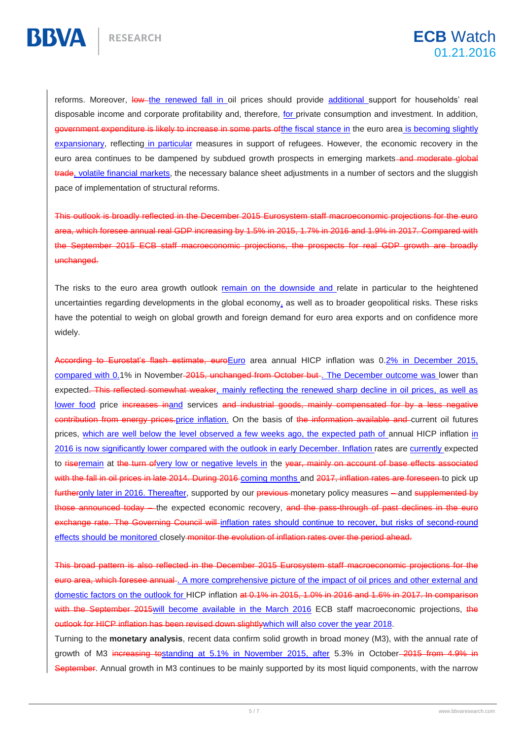reforms. Moreover, ~~low~~ the renewed fall in oil prices should provide additional support for households' real disposable income and corporate profitability and, therefore, for private consumption and investment. In addition, ~~government expenditure is likely to increase in some parts of~~the fiscal stance in the euro area is becoming slightly expansionary, reflecting in particular measures in support of refugees. However, the economic recovery in the euro area continues to be dampened by subdued growth prospects in emerging markets ~~and moderate global trade~~, volatile financial markets, the necessary balance sheet adjustments in a number of sectors and the sluggish pace of implementation of structural reforms.

~~This outlook is broadly reflected in the December 2015 Eurosystem staff macroeconomic projections for the euro area, which foresee annual real GDP increasing by 1.5% in 2015, 1.7% in 2016 and 1.9% in 2017. Compared with the September 2015 ECB staff macroeconomic projections, the prospects for real GDP growth are broadly unchanged.~~

The risks to the euro area growth outlook remain on the downside and relate in particular to the heightened uncertainties regarding developments in the global economy, as well as to broader geopolitical risks. These risks have the potential to weigh on global growth and foreign demand for euro area exports and on confidence more widely.

~~According to Eurostat's flash estimate, euro~~Euro area annual HICP inflation was 0.2% in December 2015, compared with 0.1% in November ~~2015, unchanged from October but~~. The December outcome was lower than expected~~. This reflected somewhat weaker~~, mainly reflecting the renewed sharp decline in oil prices, as well as lower food price ~~increases in~~and services ~~and industrial goods, mainly compensated for by a less negative contribution from energy prices.~~price inflation. On the basis of ~~the information available and~~ current oil futures prices, which are well below the level observed a few weeks ago, the expected path of annual HICP inflation in 2016 is now significantly lower compared with the outlook in early December. Inflation rates are currently expected to ~~rise~~remain at ~~the turn of~~very low or negative levels in the ~~year, mainly on account of base effects associated with the fall in oil prices in late 2014. During 2016~~ coming months and ~~2017, inflation rates are foreseen~~ to pick up ~~further~~only later in 2016. Thereafter, supported by our ~~previous~~ monetary policy measures ~~–~~ and ~~supplemented by those announced today –~~ the expected economic recovery, ~~and the pass-through of past declines in the euro exchange rate. The Governing Council will~~ inflation rates should continue to recover, but risks of second-round effects should be monitored closely ~~monitor the evolution of inflation rates over the period ahead.~~

~~This broad pattern is also reflected in the December 2015 Eurosystem staff macroeconomic projections for the euro area, which foresee annual~~. A more comprehensive picture of the impact of oil prices and other external and domestic factors on the outlook for HICP inflation ~~at 0.1% in 2015, 1.0% in 2016 and 1.6% in 2017. In comparison with the September 2015~~will become available in the March 2016 ECB staff macroeconomic projections, ~~the outlook for HICP inflation has been revised down slightly~~which will also cover the year 2018.

Turning to the **monetary analysis**, recent data confirm solid growth in broad money (M3), with the annual rate of growth of M3 ~~increasing to~~standing at 5.1% in November 2015, after 5.3% in October ~~2015 from 4.9% in September~~. Annual growth in M3 continues to be mainly supported by its most liquid components, with the narrow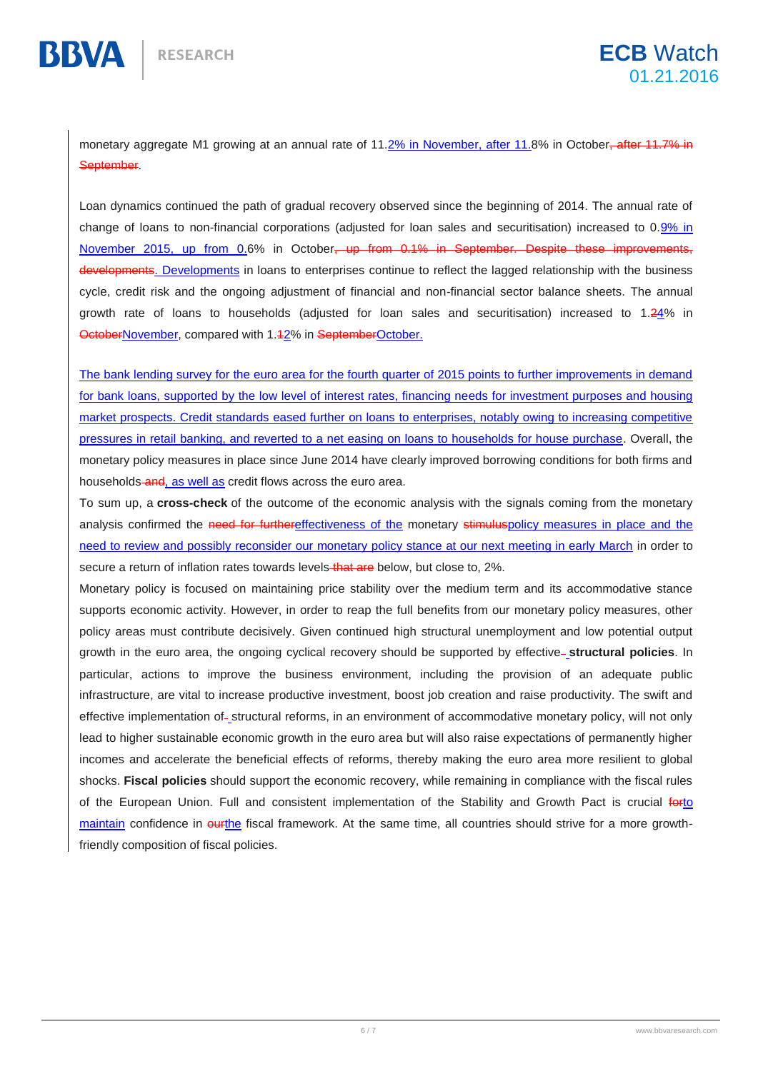monetary aggregate M1 growing at an annual rate of 11.2% in November, after 11.8% in October~~, after 11.7% in September~~.

Loan dynamics continued the path of gradual recovery observed since the beginning of 2014. The annual rate of change of loans to non-financial corporations (adjusted for loan sales and securitisation) increased to 0.9% in November 2015, up from 0.6% in October~~, up from 0.1% in September. Despite these improvements, developments~~. Developments in loans to enterprises continue to reflect the lagged relationship with the business cycle, credit risk and the ongoing adjustment of financial and non-financial sector balance sheets. The annual growth rate of loans to households (adjusted for loan sales and securitisation) increased to 1.~~2~~4% in ~~October~~November, compared with 1.~~1~~2% in ~~September~~October.

The bank lending survey for the euro area for the fourth quarter of 2015 points to further improvements in demand for bank loans, supported by the low level of interest rates, financing needs for investment purposes and housing market prospects. Credit standards eased further on loans to enterprises, notably owing to increasing competitive pressures in retail banking, and reverted to a net easing on loans to households for house purchase. Overall, the monetary policy measures in place since June 2014 have clearly improved borrowing conditions for both firms and households~~ and~~, as well as credit flows across the euro area.

To sum up, a **cross-check** of the outcome of the economic analysis with the signals coming from the monetary analysis confirmed the ~~need for further~~effectiveness of the monetary ~~stimulus~~policy measures in place and the need to review and possibly reconsider our monetary policy stance at our next meeting in early March in order to secure a return of inflation rates towards levels~~ that are~~ below, but close to, 2%.

Monetary policy is focused on maintaining price stability over the medium term and its accommodative stance supports economic activity. However, in order to reap the full benefits from our monetary policy measures, other policy areas must contribute decisively. Given continued high structural unemployment and low potential output growth in the euro area, the ongoing cyclical recovery should be supported by effective **structural policies**. In particular, actions to improve the business environment, including the provision of an adequate public infrastructure, are vital to increase productive investment, boost job creation and raise productivity. The swift and effective implementation of structural reforms, in an environment of accommodative monetary policy, will not only lead to higher sustainable economic growth in the euro area but will also raise expectations of permanently higher incomes and accelerate the beneficial effects of reforms, thereby making the euro area more resilient to global shocks. **Fiscal policies** should support the economic recovery, while remaining in compliance with the fiscal rules of the European Union. Full and consistent implementation of the Stability and Growth Pact is crucial ~~for~~to maintain confidence in ~~our~~the fiscal framework. At the same time, all countries should strive for a more growth-friendly composition of fiscal policies.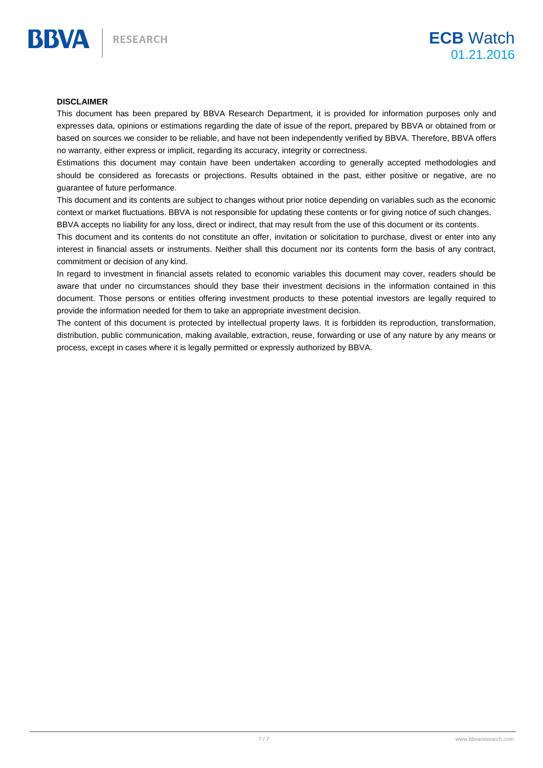**DISCLAIMER**

This document has been prepared by BBVA Research Department, it is provided for information purposes only and expresses data, opinions or estimations regarding the date of issue of the report, prepared by BBVA or obtained from or based on sources we consider to be reliable, and have not been independently verified by BBVA. Therefore, BBVA offers no warranty, either express or implicit, regarding its accuracy, integrity or correctness.

Estimations this document may contain have been undertaken according to generally accepted methodologies and should be considered as forecasts or projections. Results obtained in the past, either positive or negative, are no guarantee of future performance.

This document and its contents are subject to changes without prior notice depending on variables such as the economic context or market fluctuations. BBVA is not responsible for updating these contents or for giving notice of such changes.

BBVA accepts no liability for any loss, direct or indirect, that may result from the use of this document or its contents.

This document and its contents do not constitute an offer, invitation or solicitation to purchase, divest or enter into any interest in financial assets or instruments. Neither shall this document nor its contents form the basis of any contract, commitment or decision of any kind.

In regard to investment in financial assets related to economic variables this document may cover, readers should be aware that under no circumstances should they base their investment decisions in the information contained in this document. Those persons or entities offering investment products to these potential investors are legally required to provide the information needed for them to take an appropriate investment decision.

The content of this document is protected by intellectual property laws. It is forbidden its reproduction, transformation, distribution, public communication, making available, extraction, reuse, forwarding or use of any nature by any means or process, except in cases where it is legally permitted or expressly authorized by BBVA.